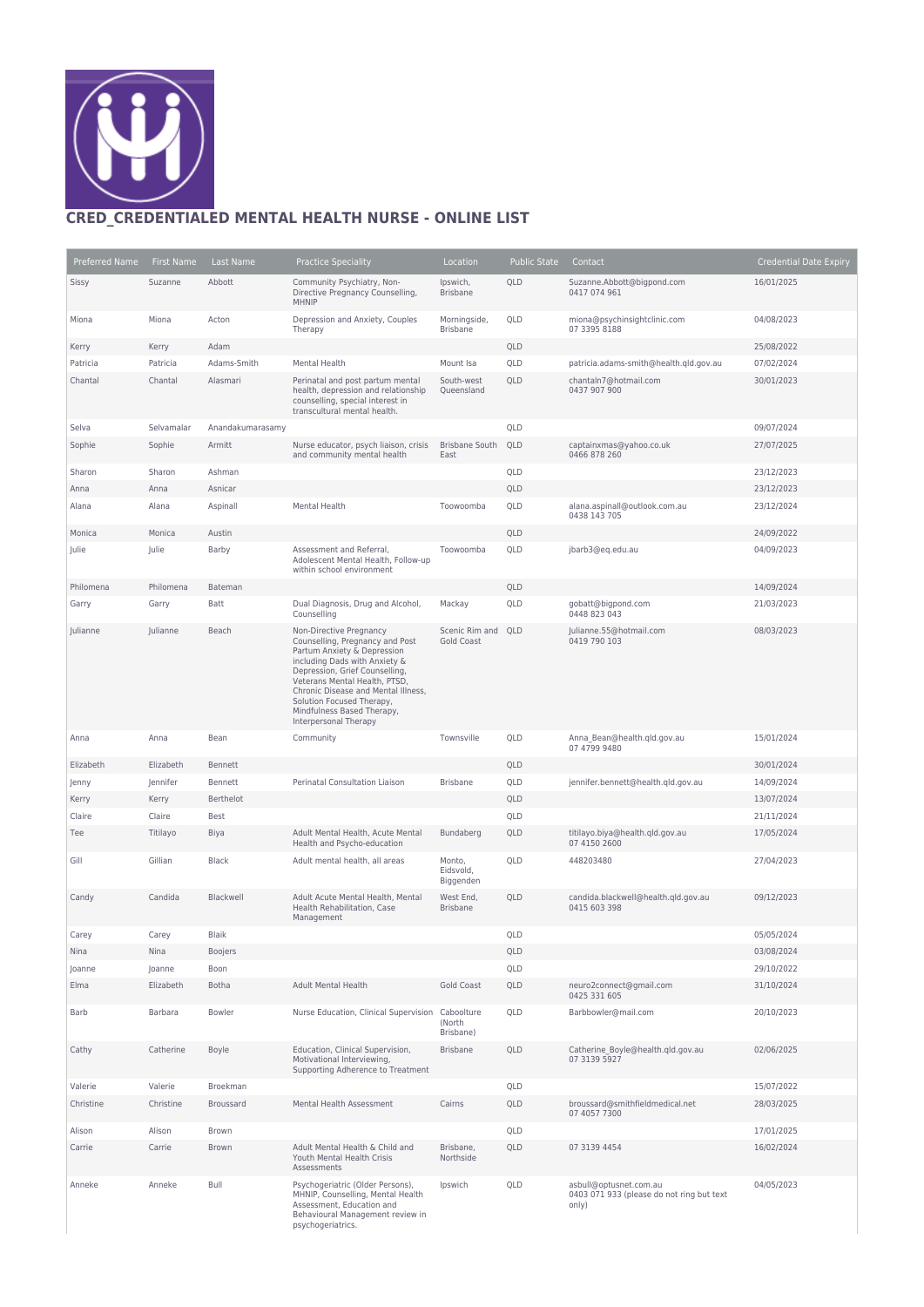# CRED_CREDENTIALED MENTAL HEALTH NURSE - ONLINE LIST

| Preferred Name | First Name | Last Name | Practice Speciality | Location | Public State | Contact | Credential Date Expiry |
|---|---|---|---|---|---|---|---|
| Sissy | Suzanne | Abbott | Community Psychiatry, Non-Directive Pregnancy Counselling, MHNIP | Ipswich, Brisbane | QLD | Suzanne.Abbott@bigpond.com 0417 074 961 | 16/01/2025 |
| Miona | Miona | Acton | Depression and Anxiety, Couples Therapy | Morningside, Brisbane | QLD | miona@psychinsightclinic.com 07 3395 8188 | 04/08/2023 |
| Kerry | Kerry | Adam | | | QLD | | 25/08/2022 |
| Patricia | Patricia | Adams-Smith | Mental Health | Mount Isa | QLD | patricia.adams-smith@health.qld.gov.au | 07/02/2024 |
| Chantal | Chantal | Alasmari | Perinatal and post partum mental health, depression and relationship counselling, special interest in transcultural mental health. | South-west Queensland | QLD | chantaln7@hotmail.com 0437 907 900 | 30/01/2023 |
| Selva | Selvamalar | Anandakumarasamy | | | QLD | | 09/07/2024 |
| Sophie | Sophie | Armitt | Nurse educator, psych liaison, crisis and community mental health | Brisbane South East | QLD | captainxmas@yahoo.co.uk 0466 878 260 | 27/07/2025 |
| Sharon | Sharon | Ashman | | | QLD | | 23/12/2023 |
| Anna | Anna | Asnicar | | | QLD | | 23/12/2023 |
| Alana | Alana | Aspinall | Mental Health | Toowoomba | QLD | alana.aspinall@outlook.com.au 0438 143 705 | 23/12/2024 |
| Monica | Monica | Austin | | | QLD | | 24/09/2022 |
| Julie | Julie | Barby | Assessment and Referral, Adolescent Mental Health, Follow-up within school environment | Toowoomba | QLD | jbarb3@eq.edu.au | 04/09/2023 |
| Philomena | Philomena | Bateman | | | QLD | | 14/09/2024 |
| Garry | Garry | Batt | Dual Diagnosis, Drug and Alcohol, Counselling | Mackay | QLD | gobatt@bigpond.com 0448 823 043 | 21/03/2023 |
| Julianne | Julianne | Beach | Non-Directive Pregnancy Counselling, Pregnancy and Post Partum Anxiety & Depression including Dads with Anxiety & Depression, Grief Counselling, Veterans Mental Health, PTSD, Chronic Disease and Mental Illness, Solution Focused Therapy, Mindfulness Based Therapy, Interpersonal Therapy | Scenic Rim and Gold Coast | QLD | Julianne.55@hotmail.com 0419 790 103 | 08/03/2023 |
| Anna | Anna | Bean | Community | Townsville | QLD | Anna_Bean@health.qld.gov.au 07 4799 9480 | 15/01/2024 |
| Elizabeth | Elizabeth | Bennett | | | QLD | | 30/01/2024 |
| Jenny | Jennifer | Bennett | Perinatal Consultation Liaison | Brisbane | QLD | jennifer.bennett@health.qld.gov.au | 14/09/2024 |
| Kerry | Kerry | Berthelot | | | QLD | | 13/07/2024 |
| Claire | Claire | Best | | | QLD | | 21/11/2024 |
| Tee | Titilayo | Biya | Adult Mental Health, Acute Mental Health and Psycho-education | Bundaberg | QLD | titilayo.biya@health.qld.gov.au 07 4150 2600 | 17/05/2024 |
| Gill | Gillian | Black | Adult mental health, all areas | Monto, Eidsvold, Biggenden | QLD | 448203480 | 27/04/2023 |
| Candy | Candida | Blackwell | Adult Acute Mental Health, Mental Health Rehabilitation, Case Management | West End, Brisbane | QLD | candida.blackwell@health.qld.gov.au 0415 603 398 | 09/12/2023 |
| Carey | Carey | Blaik | | | QLD | | 05/05/2024 |
| Nina | Nina | Boojers | | | QLD | | 03/08/2024 |
| Joanne | Joanne | Boon | | | QLD | | 29/10/2022 |
| Elma | Elizabeth | Botha | Adult Mental Health | Gold Coast | QLD | neuro2connect@gmail.com 0425 331 605 | 31/10/2024 |
| Barb | Barbara | Bowler | Nurse Education, Clinical Supervision | Caboolture (North Brisbane) | QLD | Barbbowler@mail.com | 20/10/2023 |
| Cathy | Catherine | Boyle | Education, Clinical Supervision, Motivational Interviewing, Supporting Adherence to Treatment | Brisbane | QLD | Catherine_Boyle@health.qld.gov.au 07 3139 5927 | 02/06/2025 |
| Valerie | Valerie | Broekman | | | QLD | | 15/07/2022 |
| Christine | Christine | Broussard | Mental Health Assessment | Cairns | QLD | broussard@smithfieldmedical.net 07 4057 7300 | 28/03/2025 |
| Alison | Alison | Brown | | | QLD | | 17/01/2025 |
| Carrie | Carrie | Brown | Adult Mental Health & Child and Youth Mental Health Crisis Assessments | Brisbane, Northside | QLD | 07 3139 4454 | 16/02/2024 |
| Anneke | Anneke | Bull | Psychogeriatric (Older Persons), MHNIP, Counselling, Mental Health Assessment, Education and Behavioural Management review in psychogeriatrics. | Ipswich | QLD | asbull@optusnet.com.au 0403 071 933 (please do not ring but text only) | 04/05/2023 |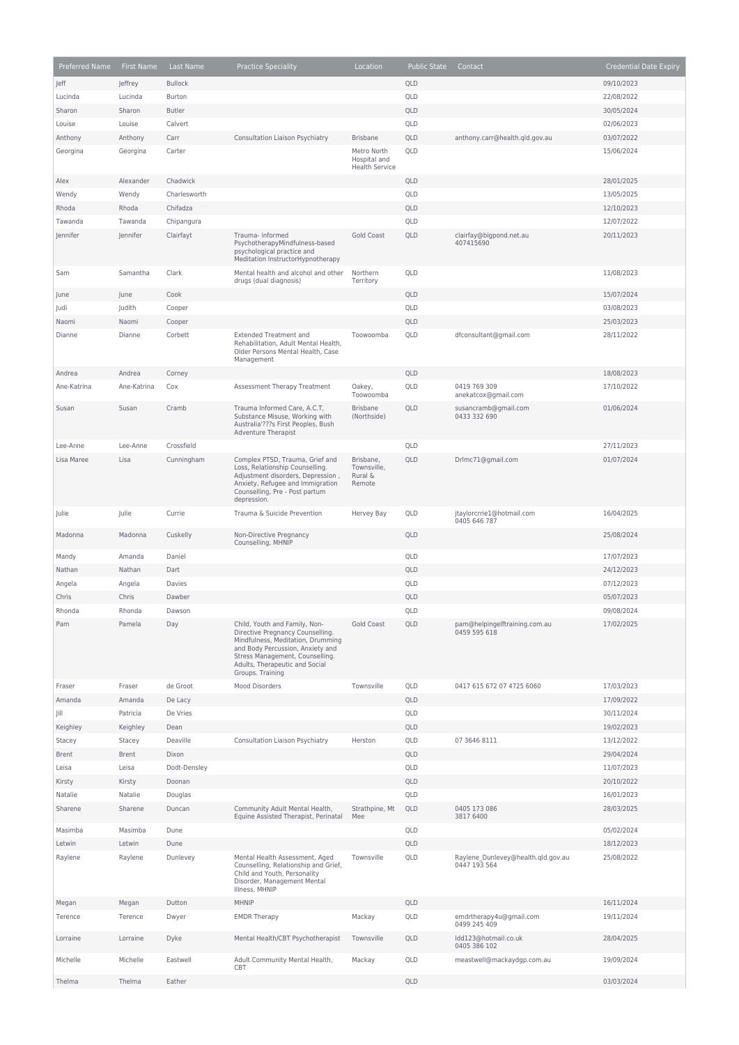| Preferred Name | First Name | Last Name | Practice Speciality | Location | Public State | Contact | Credential Date Expiry |
|---|---|---|---|---|---|---|---|
| Jeff | Jeffrey | Bullock | | | QLD | | 09/10/2023 |
| Lucinda | Lucinda | Burton | | | QLD | | 22/08/2022 |
| Sharon | Sharon | Butler | | | QLD | | 30/05/2024 |
| Louise | Louise | Calvert | | | QLD | | 02/06/2023 |
| Anthony | Anthony | Carr | Consultation Liaison Psychiatry | Brisbane | QLD | anthony.carr@health.qld.gov.au | 03/07/2022 |
| Georgina | Georgina | Carter | | Metro North Hospital and Health Service | QLD | | 15/06/2024 |
| Alex | Alexander | Chadwick | | | QLD | | 28/01/2025 |
| Wendy | Wendy | Charlesworth | | | QLD | | 13/05/2025 |
| Rhoda | Rhoda | Chifadza | | | QLD | | 12/10/2023 |
| Tawanda | Tawanda | Chipangura | | | QLD | | 12/07/2022 |
| Jennifer | Jennifer | Clairfayt | Trauma- informed PsychotherapyMindfulness-based psychological practice and Meditation InstructorHypnotherapy | Gold Coast | QLD | clairfay@bigpond.net.au 407415690 | 20/11/2023 |
| Sam | Samantha | Clark | Mental health and alcohol and other drugs (dual diagnosis) | Northern Territory | QLD | | 11/08/2023 |
| June | June | Cook | | | QLD | | 15/07/2024 |
| Judi | Judith | Cooper | | | QLD | | 03/08/2023 |
| Naomi | Naomi | Cooper | | | QLD | | 25/03/2023 |
| Dianne | Dianne | Corbett | Extended Treatment and Rehabilitation, Adult Mental Health, Older Persons Mental Health, Case Management | Toowoomba | QLD | dfconsultant@gmail.com | 28/11/2022 |
| Andrea | Andrea | Corney | | | QLD | | 18/08/2023 |
| Ane-Katrina | Ane-Katrina | Cox | Assessment Therapy Treatment | Oakey, Toowoomba | QLD | 0419 769 309 anekatcox@gmail.com | 17/10/2022 |
| Susan | Susan | Cramb | Trauma Informed Care, A.C.T, Substance Misuse, Working with Australia'???s First Peoples, Bush Adventure Therapist | Brisbane (Northside) | QLD | susancramb@gmail.com 0433 332 690 | 01/06/2024 |
| Lee-Anne | Lee-Anne | Crossfield | | | QLD | | 27/11/2023 |
| Lisa Maree | Lisa | Cunningham | Complex PTSD, Trauma, Grief and Loss, Relationship Counselling. Adjustment disorders, Depression , Anxiety, Refugee and Immigration Counselling, Pre - Post partum depression. | Brisbane, Townsville, Rural & Remote | QLD | Drlmc71@gmail.com | 01/07/2024 |
| Julie | Julie | Currie | Trauma & Suicide Prevention | Hervey Bay | QLD | jtaylorcrrie1@hotmail.com 0405 646 787 | 16/04/2025 |
| Madonna | Madonna | Cuskelly | Non-Directive Pregnancy Counselling, MHNIP | | QLD | | 25/08/2024 |
| Mandy | Amanda | Daniel | | | QLD | | 17/07/2023 |
| Nathan | Nathan | Dart | | | QLD | | 24/12/2023 |
| Angela | Angela | Davies | | | QLD | | 07/12/2023 |
| Chris | Chris | Dawber | | | QLD | | 05/07/2023 |
| Rhonda | Rhonda | Dawson | | | QLD | | 09/08/2024 |
| Pam | Pamela | Day | Child, Youth and Family, Non-Directive Pregnancy Counselling. Mindfulness, Meditation, Drumming and Body Percussion, Anxiety and Stress Management, Counselling. Adults, Therapeutic and Social Groups. Training | Gold Coast | QLD | pam@helpingelftraining.com.au 0459 595 618 | 17/02/2025 |
| Fraser | Fraser | de Groot | Mood Disorders | Townsville | QLD | 0417 615 672 07 4725 6060 | 17/03/2023 |
| Amanda | Amanda | De Lacy | | | QLD | | 17/09/2022 |
| Jill | Patricia | De Vries | | | QLD | | 30/11/2024 |
| Keighley | Keighley | Dean | | | QLD | | 19/02/2023 |
| Stacey | Stacey | Deaville | Consultation Liaison Psychiatry | Herston | QLD | 07 3646 8111 | 13/12/2022 |
| Brent | Brent | Dixon | | | QLD | | 29/04/2024 |
| Leisa | Leisa | Dodt-Densley | | | QLD | | 11/07/2023 |
| Kirsty | Kirsty | Doonan | | | QLD | | 20/10/2022 |
| Natalie | Natalie | Douglas | | | QLD | | 16/01/2023 |
| Sharene | Sharene | Duncan | Community Adult Mental Health, Equine Assisted Therapist, Perinatal | Strathpine, Mt Mee | QLD | 0405 173 086 3817 6400 | 28/03/2025 |
| Masimba | Masimba | Dune | | | QLD | | 05/02/2024 |
| Letwin | Letwin | Dune | | | QLD | | 18/12/2023 |
| Raylene | Raylene | Dunlevey | Mental Health Assessment, Aged Counselling, Relationship and Grief, Child and Youth, Personality Disorder, Management Mental Illness, MHNIP | Townsville | QLD | Raylene_Dunlevey@health.qld.gov.au 0447 193 564 | 25/08/2022 |
| Megan | Megan | Dutton | MHNIP | | QLD | | 16/11/2024 |
| Terence | Terence | Dwyer | EMDR Therapy | Mackay | QLD | emdrtherapy4u@gmail.com 0499 245 409 | 19/11/2024 |
| Lorraine | Lorraine | Dyke | Mental Health/CBT Psychotherapist | Townsville | QLD | ldd123@hotmail.co.uk 0405 386 102 | 28/04/2025 |
| Michelle | Michelle | Eastwell | Adult Community Mental Health, CBT | Mackay | QLD | meastwell@mackaydgp.com.au | 19/09/2024 |
| Thelma | Thelma | Eather | | | QLD | | 03/03/2024 |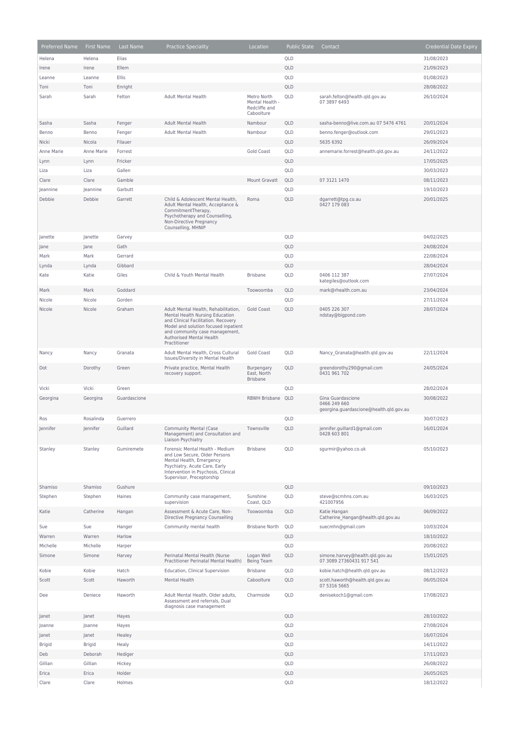| Preferred Name | First Name | Last Name | Practice Speciality | Location | Public State | Contact | Credential Date Expiry |
|---|---|---|---|---|---|---|---|
| Helena | Helena | Elias | | | QLD | | 31/08/2023 |
| Irene | Irene | Ellem | | | QLD | | 21/09/2023 |
| Leanne | Leanne | Ellis | | | QLD | | 01/08/2023 |
| Toni | Toni | Enright | | | QLD | | 28/08/2022 |
| Sarah | Sarah | Felton | Adult Mental Health | Metro North Mental Health - Redcliffe and Caboolture | QLD | sarah.felton@health.qld.gov.au 07 3897 6493 | 26/10/2024 |
| Sasha | Sasha | Fenger | Adult Mental Health | Nambour | QLD | sasha-benno@live.com.au 07 5476 4761 | 20/01/2024 |
| Benno | Benno | Fenger | Adult Mental Health | Nambour | QLD | benno.fenger@outlook.com | 29/01/2023 |
| Nicki | Nicola | Filauer | | | QLD | 5635 6392 | 26/09/2024 |
| Anne Marie | Anne Marie | Forrest | | Gold Coast | QLD | annemarie.forrest@health.qld.gov.au | 24/11/2022 |
| Lynn | Lynn | Fricker | | | QLD | | 17/05/2025 |
| Liza | Liza | Gallen | | | QLD | | 30/03/2023 |
| Clare | Clare | Gamble | | Mount Gravatt | QLD | 07 3121 1470 | 08/11/2023 |
| Jeannine | Jeannine | Garbutt | | | QLD | | 19/10/2023 |
| Debbie | Debbie | Garrett | Child & Adolescent Mental Health, Adult Mental Health, Acceptance & CommitmentTherapy, Psychotherapy and Counselling, Non-Directive Pregnancy Counselling, MHNIP | Roma | QLD | dgarrett@tpg.co.au 0427 179 083 | 20/01/2025 |
| Janette | Janette | Garvey | | | QLD | | 04/02/2025 |
| Jane | Jane | Gath | | | QLD | | 24/08/2024 |
| Mark | Mark | Gerrard | | | QLD | | 22/08/2024 |
| Lynda | Lynda | Gibbard | | | QLD | | 28/04/2024 |
| Kate | Katie | Giles | Child & Youth Mental Health | Brisbane | QLD | 0406 112 387 kategiles@outlook.com | 27/07/2024 |
| Mark | Mark | Goddard | | Toowoomba | QLD | mark@rhealth.com.au | 23/04/2024 |
| Nicole | Nicole | Gorden | | | QLD | | 27/11/2024 |
| Nicole | Nicole | Graham | Adult Mental Health, Rehabilitation, Mental Health Nursing Education and Clinical Facilitation. Recovery Model and solution focused inpatient and community case management, Authorised Mental Health Practitioner | Gold Coast | QLD | 0405 226 307 ndstay@bigpond.com | 28/07/2024 |
| Nancy | Nancy | Granata | Adult Mental Health, Cross Cultural Issues/Diversity in Mental Health | Gold Coast | QLD | Nancy_Granata@health.qld.gov.au | 22/11/2024 |
| Dot | Dorothy | Green | Private practice, Mental Health recovery support. | Burpengary East, North Brisbane | QLD | greendorothy290@gmail.com 0431 961 702 | 24/05/2024 |
| Vicki | Vicki | Green | | | QLD | | 28/02/2024 |
| Georgina | Georgina | Guardascione | | RBWH Brisbane | QLD | Gina Guardascione 0466 249 660 georgina.guardascione@health.qld.gov.au | 30/08/2022 |
| Ros | Rosalinda | Guerrero | | | QLD | | 30/07/2023 |
| Jennifer | Jennifer | Guillard | Community Mental (Case Management) and Consultation and Liaison Psychiatry | Townsville | QLD | jennifer.guillard1@gmail.com 0428 603 801 | 16/01/2024 |
| Stanley | Stanley | Gumiremete | Forensic Mental Health - Medium and Low Secure, Older Persons Mental Health, Emergency Psychiatry, Acute Care, Early Intervention in Psychosis, Clinical Supervisor, Preceptorship | Brisbane | QLD | sgurmir@yahoo.co.uk | 05/10/2023 |
| Shamiso | Shamiso | Gushure | | | QLD | | 09/10/2023 |
| Stephen | Stephen | Haines | Community case management, supervision | Sunshine Coast, QLD | QLD | steve@scmhns.com.au 421007956 | 16/03/2025 |
| Katie | Catherine | Hangan | Assessment & Acute Care, Non-Directive Pregnancy Counselling | Toowoomba | QLD | Katie Hangan Catherine_Hangan@health.qld.gov.au | 06/09/2022 |
| Sue | Sue | Hanger | Community mental health | Brisbane North | QLD | suecmhn@gmail.com | 10/03/2024 |
| Warren | Warren | Harlow | | | QLD | | 18/10/2022 |
| Michelle | Michelle | Harper | | | QLD | | 20/08/2022 |
| Simone | Simone | Harvey | Perinatal Mental Health (Nurse Practitioner Perinatal Mental Health) | Logan Well Being Team | QLD | simone.harvey@health.qld.gov.au 07 3089 27360431 917 541 | 15/01/2025 |
| Kobie | Kobie | Hatch | Education, Clinical Supervision | Brisbane | QLD | kobie.hatch@health.qld.gov.au | 08/12/2023 |
| Scott | Scott | Haworth | Mental Health | Caboolture | QLD | scott.haworth@health.qld.gov.au 07 5316 5665 | 06/05/2024 |
| Dee | Deniece | Haworth | Adult Mental Health, Older adults, Assessment and referrals, Dual diagnosis case management | Charmside | QLD | denisekoch1@gmail.com | 17/08/2023 |
| Janet | Janet | Hayes | | | QLD | | 28/10/2022 |
| Joanne | Joanne | Hayes | | | QLD | | 27/08/2024 |
| Janet | Janet | Healey | | | QLD | | 16/07/2024 |
| Brigid | Brigid | Healy | | | QLD | | 14/11/2022 |
| Deb | Deborah | Hediger | | | QLD | | 17/11/2023 |
| Gillian | Gillian | Hickey | | | QLD | | 26/08/2022 |
| Erica | Erica | Holder | | | QLD | | 26/05/2025 |
| Clare | Clare | Holmes | | | QLD | | 18/12/2022 |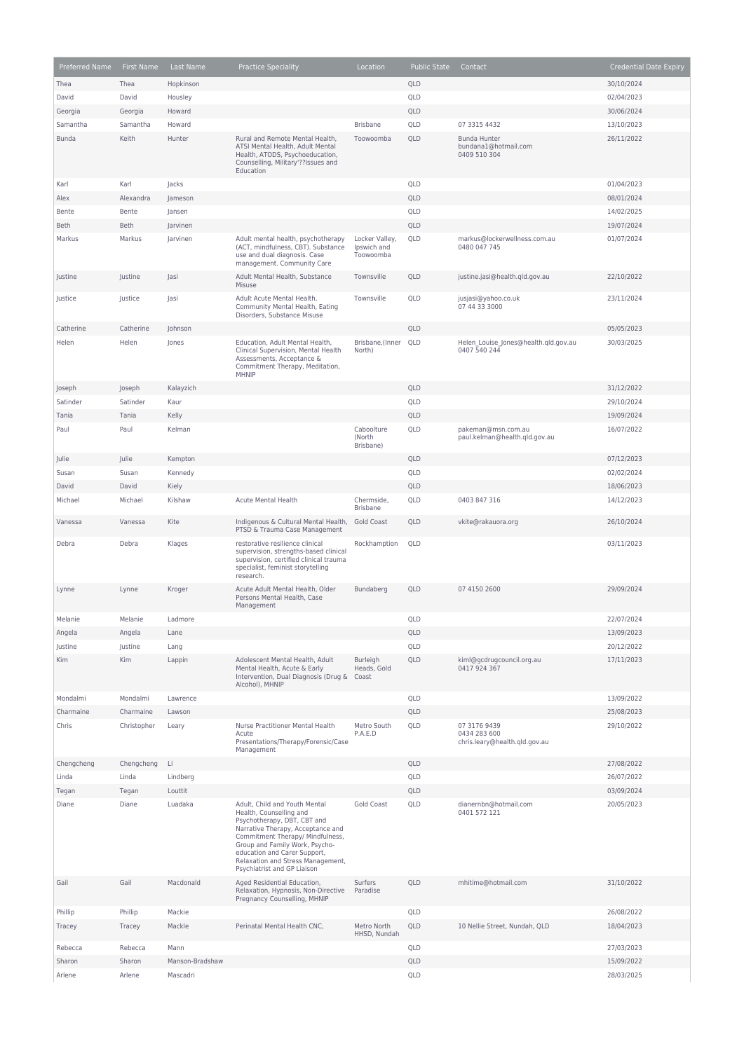| Preferred Name | First Name | Last Name | Practice Speciality | Location | Public State | Contact | Credential Date Expiry |
|---|---|---|---|---|---|---|---|
| Thea | Thea | Hopkinson | | | QLD | | 30/10/2024 |
| David | David | Housley | | | QLD | | 02/04/2023 |
| Georgia | Georgia | Howard | | | QLD | | 30/06/2024 |
| Samantha | Samantha | Howard | | Brisbane | QLD | 07 3315 4432 | 13/10/2023 |
| Bunda | Keith | Hunter | Rural and Remote Mental Health, ATSI Mental Health, Adult Mental Health, ATODS, Psychoeducation, Counselling, Military'??Issues and Education | Toowoomba | QLD | Bunda Hunter bundana1@hotmail.com 0409 510 304 | 26/11/2022 |
| Karl | Karl | Jacks | | | QLD | | 01/04/2023 |
| Alex | Alexandra | Jameson | | | QLD | | 08/01/2024 |
| Bente | Bente | Jansen | | | QLD | | 14/02/2025 |
| Beth | Beth | Jarvinen | | | QLD | | 19/07/2024 |
| Markus | Markus | Jarvinen | Adult mental health, psychotherapy (ACT, mindfulness, CBT). Substance use and dual diagnosis. Case management. Community Care | Locker Valley, Ipswich and Toowoomba | QLD | markus@lockerwellness.com.au 0480 047 745 | 01/07/2024 |
| Justine | Justine | Jasi | Adult Mental Health, Substance Misuse | Townsville | QLD | justine.jasi@health.qld.gov.au | 22/10/2022 |
| Justice | Justice | Jasi | Adult Acute Mental Health, Community Mental Health, Eating Disorders, Substance Misuse | Townsville | QLD | jusjasi@yahoo.co.uk 07 44 33 3000 | 23/11/2024 |
| Catherine | Catherine | Johnson | | | QLD | | 05/05/2023 |
| Helen | Helen | Jones | Education, Adult Mental Health, Clinical Supervision, Mental Health Assessments, Acceptance & Commitment Therapy, Meditation, MHNIP | Brisbane,(Inner North) | QLD | Helen_Louise_Jones@health.qld.gov.au 0407 540 244 | 30/03/2025 |
| Joseph | Joseph | Kalayzich | | | QLD | | 31/12/2022 |
| Satinder | Satinder | Kaur | | | QLD | | 29/10/2024 |
| Tania | Tania | Kelly | | | QLD | | 19/09/2024 |
| Paul | Paul | Kelman | | Caboolture (North Brisbane) | QLD | pakeman@msn.com.au paul.kelman@health.qld.gov.au | 16/07/2022 |
| Julie | Julie | Kempton | | | QLD | | 07/12/2023 |
| Susan | Susan | Kennedy | | | QLD | | 02/02/2024 |
| David | David | Kiely | | | QLD | | 18/06/2023 |
| Michael | Michael | Kilshaw | Acute Mental Health | Chermside, Brisbane | QLD | 0403 847 316 | 14/12/2023 |
| Vanessa | Vanessa | Kite | Indigenous & Cultural Mental Health, PTSD & Trauma Case Management | Gold Coast | QLD | vkite@rakauora.org | 26/10/2024 |
| Debra | Debra | Klages | restorative resilience clinical supervision, strengths-based clinical supervision, certified clinical trauma specialist, feminist storytelling research. | Rockhamption | QLD | | 03/11/2023 |
| Lynne | Lynne | Kroger | Acute Adult Mental Health, Older Persons Mental Health, Case Management | Bundaberg | QLD | 07 4150 2600 | 29/09/2024 |
| Melanie | Melanie | Ladmore | | | QLD | | 22/07/2024 |
| Angela | Angela | Lane | | | QLD | | 13/09/2023 |
| Justine | Justine | Lang | | | QLD | | 20/12/2022 |
| Kim | Kim | Lappin | Adolescent Mental Health, Adult Mental Health, Acute & Early Intervention, Dual Diagnosis (Drug & Alcohol), MHNIP | Burleigh Heads, Gold Coast | QLD | kiml@gcdrugcouncil.org.au 0417 924 367 | 17/11/2023 |
| Mondalmi | Mondalmi | Lawrence | | | QLD | | 13/09/2022 |
| Charmaine | Charmaine | Lawson | | | QLD | | 25/08/2023 |
| Chris | Christopher | Leary | Nurse Practitioner Mental Health Acute Presentations/Therapy/Forensic/Case Management | Metro South P.A.E.D | QLD | 07 3176 9439 0434 283 600 chris.leary@health.qld.gov.au | 29/10/2022 |
| Chengcheng | Chengcheng | Li | | | QLD | | 27/08/2022 |
| Linda | Linda | Lindberg | | | QLD | | 26/07/2022 |
| Tegan | Tegan | Louttit | | | QLD | | 03/09/2024 |
| Diane | Diane | Luadaka | Adult, Child and Youth Mental Health, Counselling and Psychotherapy, DBT, CBT and Narrative Therapy, Acceptance and Commitment Therapy/ Mindfulness, Group and Family Work, Psycho-education and Carer Support, Relaxation and Stress Management, Psychiatrist and GP Liaison | Gold Coast | QLD | dianernbn@hotmail.com 0401 572 121 | 20/05/2023 |
| Gail | Gail | Macdonald | Aged Residential Education, Relaxation, Hypnosis, Non-Directive Pregnancy Counselling, MHNIP | Surfers Paradise | QLD | mhitime@hotmail.com | 31/10/2022 |
| Phillip | Phillip | Mackie | | | QLD | | 26/08/2022 |
| Tracey | Tracey | Mackle | Perinatal Mental Health CNC, | Metro North HHSD, Nundah | QLD | 10 Nellie Street, Nundah, QLD | 18/04/2023 |
| Rebecca | Rebecca | Mann | | | QLD | | 27/03/2023 |
| Sharon | Sharon | Manson-Bradshaw | | | QLD | | 15/09/2022 |
| Arlene | Arlene | Mascadri | | | QLD | | 28/03/2025 |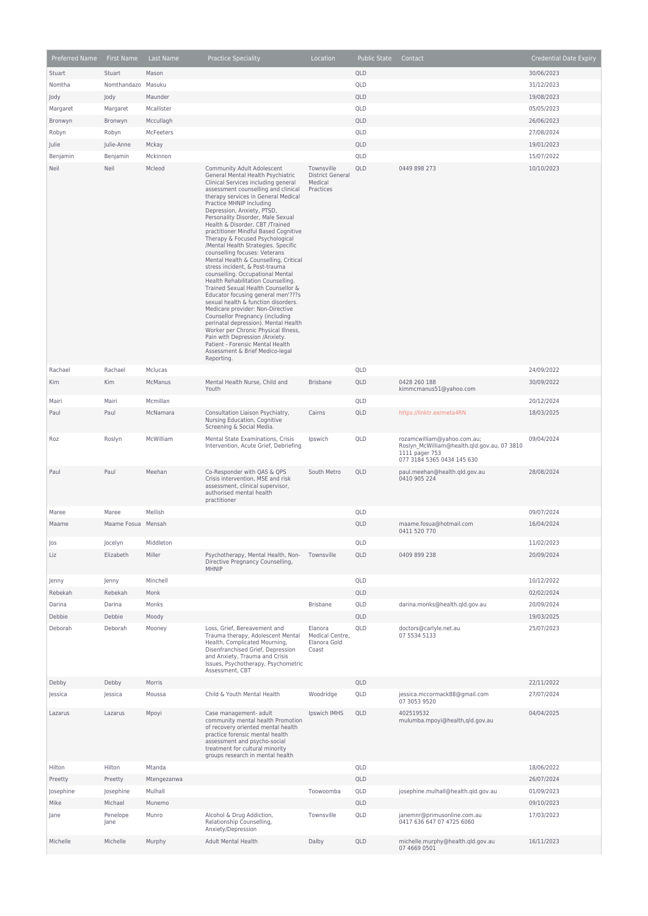| Preferred Name | First Name | Last Name | Practice Speciality | Location | Public State | Contact | Credential Date Expiry |
|---|---|---|---|---|---|---|---|
| Stuart | Stuart | Mason | | | QLD | | 30/06/2023 |
| Nomtha | Nomthandazo | Masuku | | | QLD | | 31/12/2023 |
| Jody | Jody | Maunder | | | QLD | | 19/08/2023 |
| Margaret | Margaret | Mcallister | | | QLD | | 05/05/2023 |
| Bronwyn | Bronwyn | Mccullagh | | | QLD | | 26/06/2023 |
| Robyn | Robyn | McFeeters | | | QLD | | 27/08/2024 |
| Julie | Julie-Anne | Mckay | | | QLD | | 19/01/2023 |
| Benjamin | Benjamin | Mckinnon | | | QLD | | 15/07/2022 |
| Neil | Neil | Mcleod | Community Adult Adolescent General Mental Health Psychiatric Clinical Services including general assessment counselling and clinical therapy services in General Medical Practice MHNIP Including Depression, Anxiety, PTSD, Personality Disorder, Male Sexual Health & Disorder, CBT /Trained practitioner Mindful Based Cognitive Therapy & Focused Psychological /Mental Health Strategies. Specific counselling focuses: Veterans Mental Health & Counselling, Critical stress incident, & Post-trauma counselling. Occupational Mental Health Rehabilitation Counselling. Trained Sexual Health Counsellor & Educator focusing general men'???s sexual health & function disorders. Medicare provider: Non-Directive Counsellor Pregnancy (including perinatal depression). Mental Health Worker per Chronic Physical Illness, Pain with Depression /Anxiety. Patient - Forensic Mental Health Assessment & Brief Medico-legal Reporting. | Townsville District General Medical Practices | QLD | 0449 898 273 | 10/10/2023 |
| Rachael | Rachael | Mclucas | | | QLD | | 24/09/2022 |
| Kim | Kim | McManus | Mental Health Nurse, Child and Youth | Brisbane | QLD | 0428 260 188 kimmcmanus51@yahoo.com | 30/09/2022 |
| Mairi | Mairi | Mcmillan | | | QLD | | 20/12/2024 |
| Paul | Paul | McNamara | Consultation Liaison Psychiatry, Nursing Education, Cognitive Screening & Social Media. | Cairns | QLD | https://linktr.ee/meta4RN | 18/03/2025 |
| Roz | Roslyn | McWilliam | Mental State Examinations, Crisis Intervention, Acute Grief, Debriefing | Ipswich | QLD | rozamcwilliam@yahoo.com.au; Roslyn_McWilliam@health.qld.gov.au, 07 3810 1111 pager 753 077 3184 5365 0434 145 630 | 09/04/2024 |
| Paul | Paul | Meehan | Co-Responder with QAS & QPS Crisis intervention, MSE and risk assessment, clinical supervisor, authorised mental health practitioner | South Metro | QLD | paul.meehan@health.qld.gov.au 0410 905 224 | 28/08/2024 |
| Maree | Maree | Mellish | | | QLD | | 09/07/2024 |
| Maame | Maame Fosua | Mensah | | | QLD | maame.fosua@hotmail.com 0411 520 770 | 16/04/2024 |
| Jos | Jocelyn | Middleton | | | QLD | | 11/02/2023 |
| Liz | Elizabeth | Miller | Psychotherapy, Mental Health, Non-Directive Pregnancy Counselling, MHNIP | Townsville | QLD | 0409 899 238 | 20/09/2024 |
| Jenny | Jenny | Minchell | | | QLD | | 10/12/2022 |
| Rebekah | Rebekah | Monk | | | QLD | | 02/02/2024 |
| Darina | Darina | Monks | | Brisbane | QLD | darina.monks@health.qld.gov.au | 20/09/2024 |
| Debbie | Debbie | Moody | | | QLD | | 19/03/2025 |
| Deborah | Deborah | Mooney | Loss, Grief, Bereavement and Trauma therapy, Adolescent Mental Health, Complicated Mourning, Disenfranchised Grief, Depression and Anxiety, Trauma and Crisis Issues, Psychotherapy, Psychometric Assessment, CBT | Elanora Medical Centre, Elanora Gold Coast | QLD | doctors@carlyle.net.au 07 5534 5133 | 25/07/2023 |
| Debby | Debby | Morris | | | QLD | | 22/11/2022 |
| Jessica | Jessica | Moussa | Child & Youth Mental Health | Woodridge | QLD | jessica.mccormack88@gmail.com 07 3053 9520 | 27/07/2024 |
| Lazarus | Lazarus | Mpoyi | Case management- adult community mental health Promotion of recovery oriented mental health practice forensic mental health assessment and psycho-social treatment for cultural minority groups research in mental health | Ipswich IMHS | QLD | 402519532 mulumba.mpoyi@health,qld.gov.au | 04/04/2025 |
| Hilton | Hilton | Mtanda | | | QLD | | 18/06/2022 |
| Preetty | Preetty | Mtengezanwa | | | QLD | | 26/07/2024 |
| Josephine | Josephine | Mulhall | | Toowoomba | QLD | josephine.mulhall@health.qld.gov.au | 01/09/2023 |
| Mike | Michael | Munemo | | | QLD | | 09/10/2023 |
| Jane | Penelope Jane | Munro | Alcohol & Drug Addiction, Relationship Counselling, Anxiety/Depression | Townsville | QLD | janemnr@primusonline.com.au 0417 636 647 07 4725 6060 | 17/03/2023 |
| Michelle | Michelle | Murphy | Adult Mental Health | Dalby | QLD | michelle.murphy@health.qld.gov.au 07 4669 0501 | 16/11/2023 |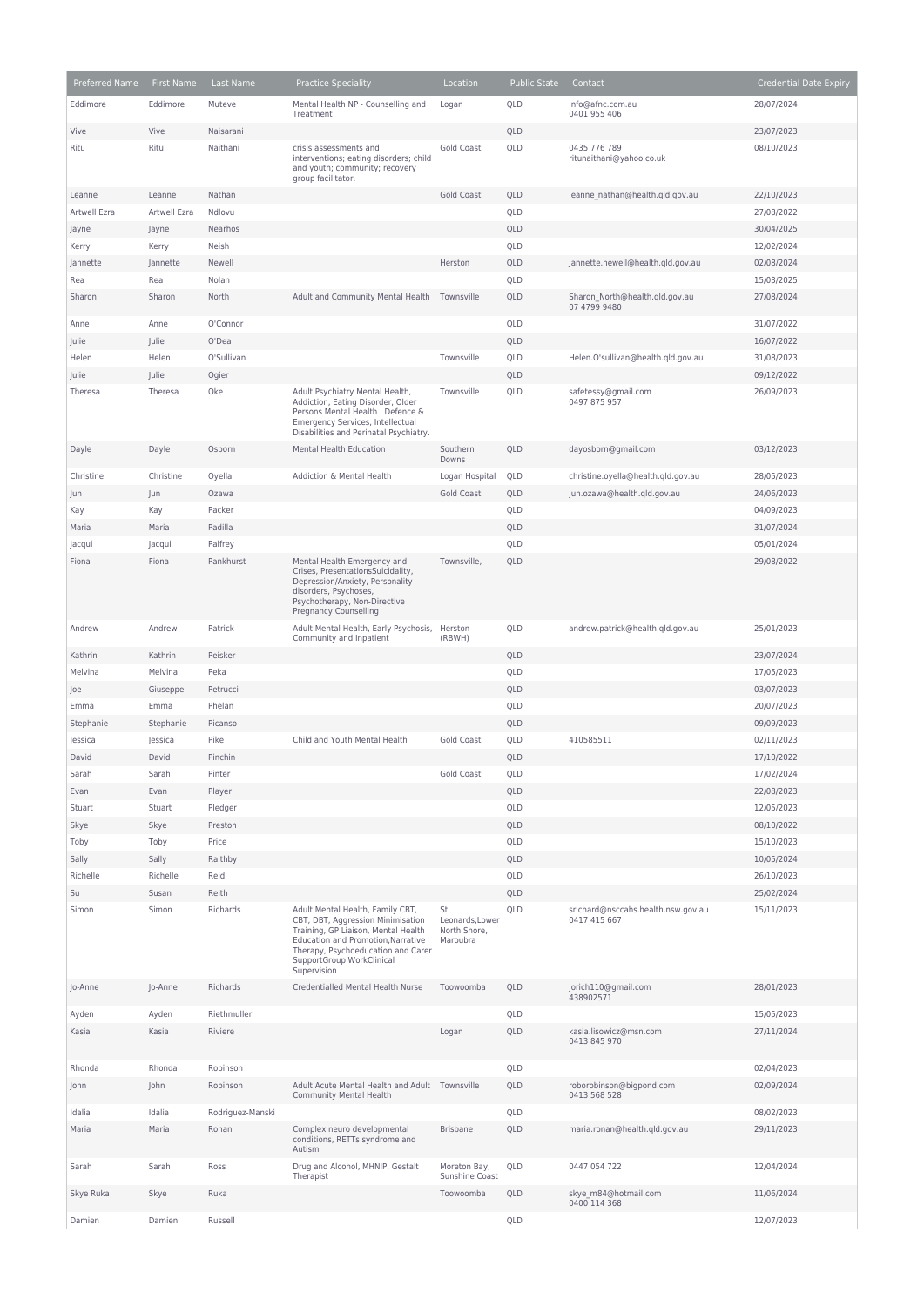| Preferred Name | First Name | Last Name | Practice Speciality | Location | Public State | Contact | Credential Date Expiry |
|---|---|---|---|---|---|---|---|
| Eddimore | Eddimore | Muteve | Mental Health NP - Counselling and Treatment | Logan | QLD | info@afnc.com.au 0401 955 406 | 28/07/2024 |
| Vive | Vive | Naisarani | | | QLD | | 23/07/2023 |
| Ritu | Ritu | Naithani | crisis assessments and interventions; eating disorders; child and youth; community; recovery group facilitator. | Gold Coast | QLD | 0435 776 789 ritunaithani@yahoo.co.uk | 08/10/2023 |
| Leanne | Leanne | Nathan | | Gold Coast | QLD | leanne_nathan@health.qld.gov.au | 22/10/2023 |
| Artwell Ezra | Artwell Ezra | Ndlovu | | | QLD | | 27/08/2022 |
| Jayne | Jayne | Nearhos | | | QLD | | 30/04/2025 |
| Kerry | Kerry | Neish | | | QLD | | 12/02/2024 |
| Jannette | Jannette | Newell | | Herston | QLD | Jannette.newell@health.qld.gov.au | 02/08/2024 |
| Rea | Rea | Nolan | | | QLD | | 15/03/2025 |
| Sharon | Sharon | North | Adult and Community Mental Health | Townsville | QLD | Sharon_North@health.qld.gov.au 07 4799 9480 | 27/08/2024 |
| Anne | Anne | O'Connor | | | QLD | | 31/07/2022 |
| Julie | Julie | O'Dea | | | QLD | | 16/07/2022 |
| Helen | Helen | O'Sullivan | | Townsville | QLD | Helen.O'sullivan@health.qld.gov.au | 31/08/2023 |
| Julie | Julie | Ogier | | | QLD | | 09/12/2022 |
| Theresa | Theresa | Oke | Adult Psychiatry Mental Health, Addiction, Eating Disorder, Older Persons Mental Health . Defence & Emergency Services, Intellectual Disabilities and Perinatal Psychiatry. | Townsville | QLD | safetessy@gmail.com 0497 875 957 | 26/09/2023 |
| Dayle | Dayle | Osborn | Mental Health Education | Southern Downs | QLD | dayosborn@gmail.com | 03/12/2023 |
| Christine | Christine | Oyella | Addiction & Mental Health | Logan Hospital | QLD | christine.oyella@health.qld.gov.au | 28/05/2023 |
| Jun | Jun | Ozawa | | Gold Coast | QLD | jun.ozawa@health.qld.gov.au | 24/06/2023 |
| Kay | Kay | Packer | | | QLD | | 04/09/2023 |
| Maria | Maria | Padilla | | | QLD | | 31/07/2024 |
| Jacqui | Jacqui | Palfrey | | | QLD | | 05/01/2024 |
| Fiona | Fiona | Pankhurst | Mental Health Emergency and Crises, PresentationsSuicidality, Depression/Anxiety, Personality disorders, Psychoses, Psychotherapy, Non-Directive Pregnancy Counselling | Townsville, | QLD | | 29/08/2022 |
| Andrew | Andrew | Patrick | Adult Mental Health, Early Psychosis, Community and Inpatient | Herston (RBWH) | QLD | andrew.patrick@health.qld.gov.au | 25/01/2023 |
| Kathrin | Kathrin | Peisker | | | QLD | | 23/07/2024 |
| Melvina | Melvina | Peka | | | QLD | | 17/05/2023 |
| Joe | Giuseppe | Petrucci | | | QLD | | 03/07/2023 |
| Emma | Emma | Phelan | | | QLD | | 20/07/2023 |
| Stephanie | Stephanie | Picanso | | | QLD | | 09/09/2023 |
| Jessica | Jessica | Pike | Child and Youth Mental Health | Gold Coast | QLD | 410585511 | 02/11/2023 |
| David | David | Pinchin | | | QLD | | 17/10/2022 |
| Sarah | Sarah | Pinter | | Gold Coast | QLD | | 17/02/2024 |
| Evan | Evan | Player | | | QLD | | 22/08/2023 |
| Stuart | Stuart | Pledger | | | QLD | | 12/05/2023 |
| Skye | Skye | Preston | | | QLD | | 08/10/2022 |
| Toby | Toby | Price | | | QLD | | 15/10/2023 |
| Sally | Sally | Raithby | | | QLD | | 10/05/2024 |
| Richelle | Richelle | Reid | | | QLD | | 26/10/2023 |
| Su | Susan | Reith | | | QLD | | 25/02/2024 |
| Simon | Simon | Richards | Adult Mental Health, Family CBT, CBT, DBT, Aggression Minimisation Training, GP Liaison, Mental Health Education and Promotion,Narrative Therapy, Psychoeducation and Carer SupportGroup WorkClinical Supervision | St Leonards,Lower North Shore, Maroubra | QLD | srichard@nsccahs.health.nsw.gov.au 0417 415 667 | 15/11/2023 |
| Jo-Anne | Jo-Anne | Richards | Credentialled Mental Health Nurse | Toowoomba | QLD | jorich110@gmail.com 438902571 | 28/01/2023 |
| Ayden | Ayden | Riethmuller | | | QLD | | 15/05/2023 |
| Kasia | Kasia | Riviere | | Logan | QLD | kasia.lisowicz@msn.com 0413 845 970 | 27/11/2024 |
| Rhonda | Rhonda | Robinson | | | QLD | | 02/04/2023 |
| John | John | Robinson | Adult Acute Mental Health and Adult Community Mental Health | Townsville | QLD | roborobinson@bigpond.com 0413 568 528 | 02/09/2024 |
| Idalia | Idalia | Rodriguez-Manski | | | QLD | | 08/02/2023 |
| Maria | Maria | Ronan | Complex neuro developmental conditions, RETTs syndrome and Autism | Brisbane | QLD | maria.ronan@health.qld.gov.au | 29/11/2023 |
| Sarah | Sarah | Ross | Drug and Alcohol, MHNIP, Gestalt Therapist | Moreton Bay, Sunshine Coast | QLD | 0447 054 722 | 12/04/2024 |
| Skye Ruka | Skye | Ruka | | Toowoomba | QLD | skye_m84@hotmail.com 0400 114 368 | 11/06/2024 |
| Damien | Damien | Russell | | | QLD | | 12/07/2023 |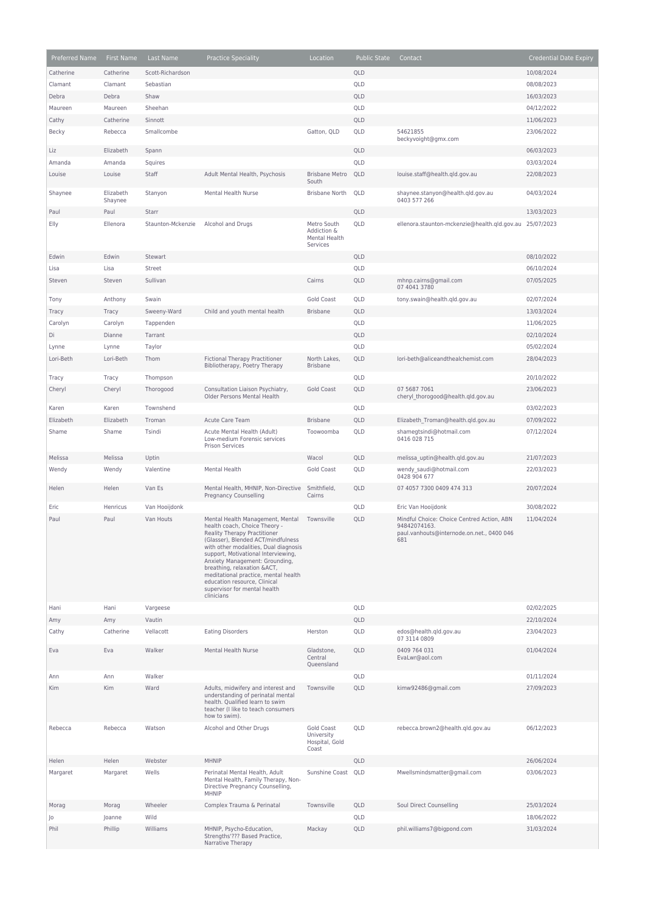| Preferred Name | First Name | Last Name | Practice Speciality | Location | Public State | Contact | Credential Date Expiry |
|---|---|---|---|---|---|---|---|
| Catherine | Catherine | Scott-Richardson | | | QLD | | 10/08/2024 |
| Clamant | Clamant | Sebastian | | | QLD | | 08/08/2023 |
| Debra | Debra | Shaw | | | QLD | | 16/03/2023 |
| Maureen | Maureen | Sheehan | | | QLD | | 04/12/2022 |
| Cathy | Catherine | Sinnott | | | QLD | | 11/06/2023 |
| Becky | Rebecca | Smallcombe | | Gatton, QLD | QLD | 54621855 beckyvoight@gmx.com | 23/06/2022 |
| Liz | Elizabeth | Spann | | | QLD | | 06/03/2023 |
| Amanda | Amanda | Squires | | | QLD | | 03/03/2024 |
| Louise | Louise | Staff | Adult Mental Health, Psychosis | Brisbane Metro South | QLD | louise.staff@health.qld.gov.au | 22/08/2023 |
| Shaynee | Elizabeth Shaynee | Stanyon | Mental Health Nurse | Brisbane North | QLD | shaynee.stanyon@health.qld.gov.au 0403 577 266 | 04/03/2024 |
| Paul | Paul | Starr | | | QLD | | 13/03/2023 |
| Elly | Ellenora | Staunton-Mckenzie | Alcohol and Drugs | Metro South Addiction & Mental Health Services | QLD | ellenora.staunton-mckenzie@health.qld.gov.au | 25/07/2023 |
| Edwin | Edwin | Stewart | | | QLD | | 08/10/2022 |
| Lisa | Lisa | Street | | | QLD | | 06/10/2024 |
| Steven | Steven | Sullivan | | Cairns | QLD | mhnp.cairns@gmail.com 07 4041 3780 | 07/05/2025 |
| Tony | Anthony | Swain | | Gold Coast | QLD | tony.swain@health.qld.gov.au | 02/07/2024 |
| Tracy | Tracy | Sweeny-Ward | Child and youth mental health | Brisbane | QLD | | 13/03/2024 |
| Carolyn | Carolyn | Tappenden | | | QLD | | 11/06/2025 |
| Di | Dianne | Tarrant | | | QLD | | 02/10/2024 |
| Lynne | Lynne | Taylor | | | QLD | | 05/02/2024 |
| Lori-Beth | Lori-Beth | Thom | Fictional Therapy Practitioner Bibliotherapy, Poetry Therapy | North Lakes, Brisbane | QLD | lori-beth@aliceandthealchemist.com | 28/04/2023 |
| Tracy | Tracy | Thompson | | | QLD | | 20/10/2022 |
| Cheryl | Cheryl | Thorogood | Consultation Liaison Psychiatry, Older Persons Mental Health | Gold Coast | QLD | 07 5687 7061 cheryl_thorogood@health.qld.gov.au | 23/06/2023 |
| Karen | Karen | Townshend | | | QLD | | 03/02/2023 |
| Elizabeth | Elizabeth | Troman | Acute Care Team | Brisbane | QLD | Elizabeth_Troman@health.qld.gov.au | 07/09/2022 |
| Shame | Shame | Tsindi | Acute Mental Health (Adult) Low-medium Forensic services Prison Services | Toowoomba | QLD | shamegtsindi@hotmail.com 0416 028 715 | 07/12/2024 |
| Melissa | Melissa | Uptin | | Wacol | QLD | melissa_uptin@health.qld.gov.au | 21/07/2023 |
| Wendy | Wendy | Valentine | Mental Health | Gold Coast | QLD | wendy_saudi@hotmail.com 0428 904 677 | 22/03/2023 |
| Helen | Helen | Van Es | Mental Health, MHNIP, Non-Directive Pregnancy Counselling | Smithfield, Cairns | QLD | 07 4057 7300 0409 474 313 | 20/07/2024 |
| Eric | Henricus | Van Hooijdonk | | | QLD | Eric Van Hooijdonk | 30/08/2022 |
| Paul | Paul | Van Houts | Mental Health Management, Mental health coach, Choice Theory - Reality Therapy Practitioner (Glasser), Blended ACT/mindfulness with other modalities, Dual diagnosis support, Motivational Interviewing, Anxiety Management: Grounding, breathing, relaxation &ACT, meditational practice, mental health education resource, Clinical supervisor for mental health clinicians | Townsville | QLD | Mindful Choice: Choice Centred Action, ABN 94842074163. paul.vanhouts@internode.on.net., 0400 046 681 | 11/04/2024 |
| Hani | Hani | Vargeese | | | QLD | | 02/02/2025 |
| Amy | Amy | Vautin | | | QLD | | 22/10/2024 |
| Cathy | Catherine | Vellacott | Eating Disorders | Herston | QLD | edos@health.qld.gov.au 07 3114 0809 | 23/04/2023 |
| Eva | Eva | Walker | Mental Health Nurse | Gladstone, Central Queensland | QLD | 0409 764 031 EvaLwr@aol.com | 01/04/2024 |
| Ann | Ann | Walker | | | QLD | | 01/11/2024 |
| Kim | Kim | Ward | Adults, midwifery and interest and understanding of perinatal mental health. Qualified learn to swim teacher (I like to teach consumers how to swim). | Townsville | QLD | kimw92486@gmail.com | 27/09/2023 |
| Rebecca | Rebecca | Watson | Alcohol and Other Drugs | Gold Coast University Hospital, Gold Coast | QLD | rebecca.brown2@health.qld.gov.au | 06/12/2023 |
| Helen | Helen | Webster | MHNIP | | QLD | | 26/06/2024 |
| Margaret | Margaret | Wells | Perinatal Mental Health, Adult Mental Health, Family Therapy, Non-Directive Pregnancy Counselling, MHNIP | Sunshine Coast | QLD | Mwellsmindsmatter@gmail.com | 03/06/2023 |
| Morag | Morag | Wheeler | Complex Trauma & Perinatal | Townsville | QLD | Soul Direct Counselling | 25/03/2024 |
| Jo | Joanne | Wild | | | QLD | | 18/06/2022 |
| Phil | Phillip | Williams | MHNIP, Psycho-Education, Strengths'??? Based Practice, Narrative Therapy | Mackay | QLD | phil.williams7@bigpond.com | 31/03/2024 |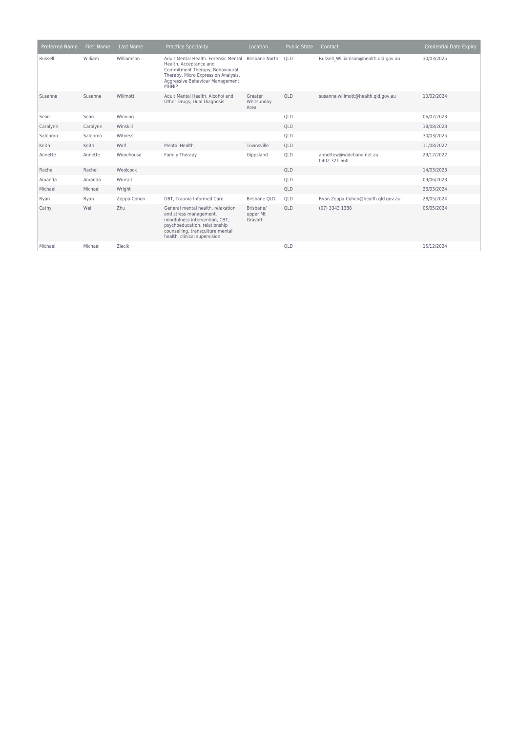| Preferred Name | First Name | Last Name | Practice Speciality | Location | Public State | Contact | Credential Date Expiry |
|---|---|---|---|---|---|---|---|
| Russell | William | Williamson | Adult Mental Health. Forensic Mental Health, Acceptance and Commitment Therapy, Behavioural Therapy, Micro Expression Analysis, Aggressive Behaviour Management, MHNIP | Brisbane North | QLD | Russell_Williamson@health.qld.gov.au | 30/03/2025 |
| Susanne | Susanne | Willmott | Adult Mental Health, Alcohol and Other Drugs, Dual Diagnosis | Greater Whitsunday Area | QLD | susanne.willmott@health.qld.gov.au | 10/02/2024 |
| Sean | Sean | Winning | | | QLD | | 06/07/2023 |
| Carolyne | Carolyne | Winskill | | | QLD | | 18/08/2023 |
| Satchmo | Satchmo | Witness | | | QLD | | 30/03/2025 |
| Keith | Keith | Wolf | Mental Health | Townsville | QLD | | 11/08/2022 |
| Annette | Annette | Woodhouse | Family Therapy | Gippsland | QLD | annettew@wideband.net.au 0402 321 660 | 29/12/2022 |
| Rachel | Rachel | Woolcock | | | QLD | | 14/03/2023 |
| Amanda | Amanda | Worrall | | | QLD | | 09/06/2023 |
| Michael | Michael | Wright | | | QLD | | 26/03/2024 |
| Ryan | Ryan | Zeppa-Cohen | DBT, Trauma Informed Care | Brisbane QLD | QLD | Ryan.Zeppa-Cohen@health.qld.gov.au | 28/05/2024 |
| Cathy | Wei | Zhu | General mental health, relaxation and stress management, mindfulness intervention, CBT, psychoeducation, relationship counselling, transculture mental health, clinical supervision | Brisbane/ upper Mt Gravatt | QLD | (07) 3343 1388 | 05/05/2024 |
| Michael | Michael | Ziecik | | | QLD | | 15/12/2024 |